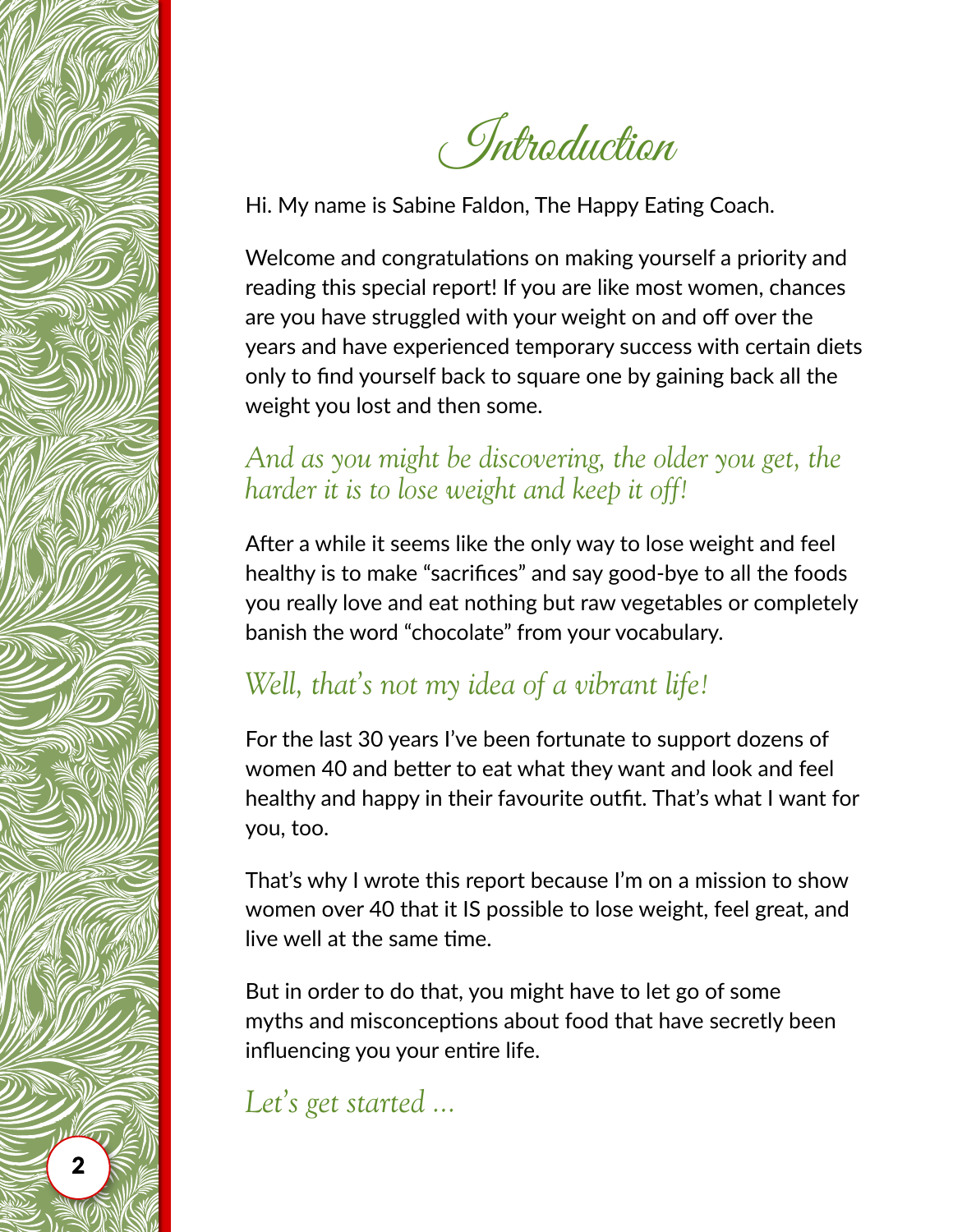# Introduction

Hi. My name is Sabine Faldon, The Happy Eating Coach.

Welcome and congratulations on making yourself a priority and reading this special report! If you are like most women, chances are you have struggled with your weight on and off over the years and have experienced temporary success with certain diets only to find yourself back to square one by gaining back all the weight you lost and then some.

*And as you might be discovering, the older you get, the harder it is to lose weight and keep it off!*

After a while it seems like the only way to lose weight and feel healthy is to make "sacrifices" and say good-bye to all the foods you really love and eat nothing but raw vegetables or completely banish the word "chocolate" from your vocabulary.

*Well, that's not my idea of a vibrant life!*

For the last 30 years I've been fortunate to support dozens of women 40 and better to eat what they want and look and feel healthy and happy in their favourite outfit. That's what I want for you, too.

That's why I wrote this report because I'm on a mission to show women over 40 that it IS possible to lose weight, feel great, and live well at the same time.

But in order to do that, you might have to let go of some myths and misconceptions about food that have secretly been influencing you your entire life.

*Let's get started ...*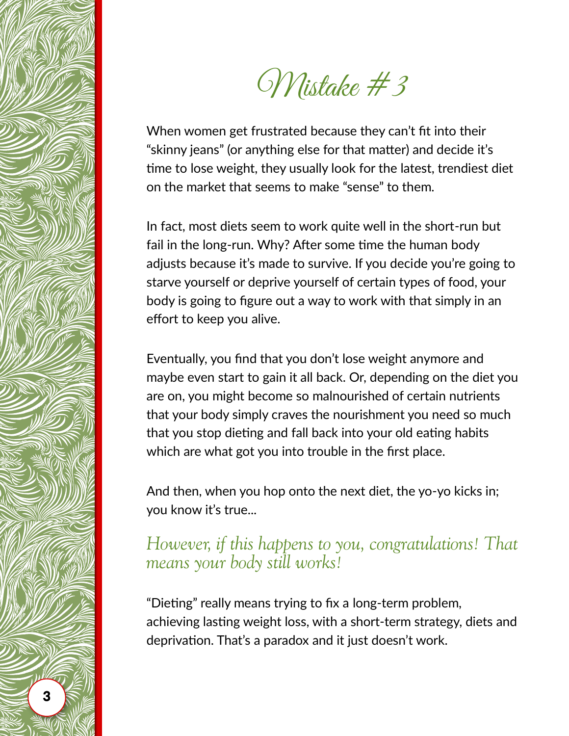# Mistake # 3

When women get frustrated because they can't fit into their "skinny jeans" (or anything else for that matter) and decide it's time to lose weight, they usually look for the latest, trendiest diet on the market that seems to make "sense" to them.

In fact, most diets seem to work quite well in the short-run but fail in the long-run. Why? After some time the human body adjusts because it's made to survive. If you decide you're going to starve yourself or deprive yourself of certain types of food, your body is going to figure out a way to work with that simply in an effort to keep you alive.

Eventually, you find that you don't lose weight anymore and maybe even start to gain it all back. Or, depending on the diet you are on, you might become so malnourished of certain nutrients that your body simply craves the nourishment you need so much that you stop dieting and fall back into your old eating habits which are what got you into trouble in the first place.

And then, when you hop onto the next diet, the yo-yo kicks in; you know it's true...

*However, if this happens to you, congratulations! That means your body still works!*

"Dieting" really means trying to fix a long-term problem, achieving lasting weight loss, with a short-term strategy, diets and deprivation. That's a paradox and it just doesn't work.